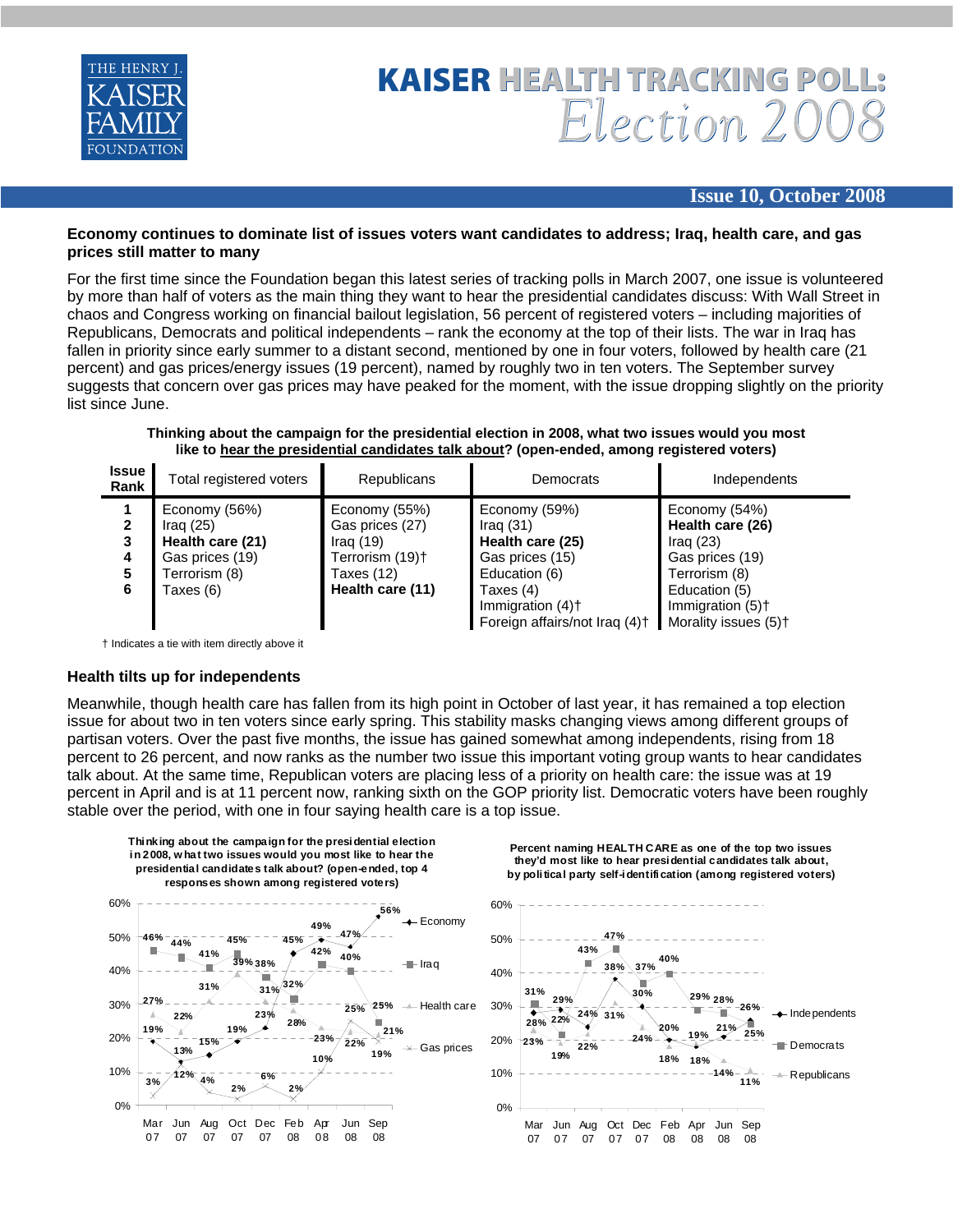# KAISER HEALTH TRACKING POLL: *Election 2008*

**Issue 10, October 2008**

## Economy continues to dominate list of issues voters want candidates to address; Iraq, health care, and gas prices still matter to many

For the first time since the Foundation began this latest series of tracking polls in March 2007, one issue is volunteered by more than half of voters as the main thing they want to hear the presidential candidates discuss: With Wall Street in chaos and Congress working on financial bailout legislation, 56 percent of registered voters – including majorities of Republicans, Democrats and political independents – rank the economy at the top of their lists. The war in Iraq has fallen in priority since early summer to a distant second, mentioned by one in four voters, followed by health care (21 percent) and gas prices/energy issues (19 percent), named by roughly two in ten voters. The September survey suggests that concern over gas prices may have peaked for the moment, with the issue dropping slightly on the priority list since June.

**Thinking about the campaign for the presidential election in 2008, what two issues would you most like to hear the presidential candidates talk about? (open-ended, among registered voters)**

| Issue Rank | Total registered voters | Republicans | Democrats | Independents |
|---|---|---|---|---|
| 1 | Economy (56%) | Economy (55%) | Economy (59%) | Economy (54%) |
| 2 | Iraq (25) | Gas prices (27) | Iraq (31) | **Health care (26)** |
| 3 | **Health care (21)** | Iraq (19) | **Health care (25)** | Iraq (23) |
| 4 | Gas prices (19) | Terrorism (19)† | Gas prices (15) | Gas prices (19) |
| 5 | Terrorism (8) | Taxes (12) | Education (6) | Terrorism (8) |
| 6 | Taxes (6) | **Health care (11)** | Taxes (4) | Education (5) |
| | | | Immigration (4)† | Immigration (5)† |
| | | | Foreign affairs/not Iraq (4)† | Morality issues (5)† |

† Indicates a tie with item directly above it

## Health tilts up for independents

Meanwhile, though health care has fallen from its high point in October of last year, it has remained a top election issue for about two in ten voters since early spring. This stability masks changing views among different groups of partisan voters. Over the past five months, the issue has gained somewhat among independents, rising from 18 percent to 26 percent, and now ranks as the number two issue this important voting group wants to hear candidates talk about. At the same time, Republican voters are placing less of a priority on health care: the issue was at 19 percent in April and is at 11 percent now, ranking sixth on the GOP priority list. Democratic voters have been roughly stable over the period, with one in four saying health care is a top issue.

**Thinking about the campaign for the presidential election in 2008, what two issues would you most like to hear the presidential candidates talk about? (open-ended, top 4 responses shown among registered voters)**

| | Mar 07 | Jun 07 | Aug 07 | Oct 07 | Dec 07 | Feb 08 | Apr 08 | Jun 08 | Sep 08 |
|---|---|---|---|---|---|---|---|---|---|
| Economy | 19% | 13% | 15% | 19% | 23% | 45% | 49% | 47% | 56% |
| Iraq | 46% | 44% | 41% | 45% | 38% | 32% | 42% | 40% | 25% |
| Health care | 27% | 22% | 31% | 39% | 31% | 28% | 23% | 22% | 21% |
| Gas prices | 3% | 12% | 4% | 2% | 6% | 2% | 10% | 25% | 19% |

**Percent naming HEALTH CARE as one of the top two issues they'd most like to hear presidential candidates talk about, by political party self-identification (among registered voters)**

| | Mar 07 | Jun 07 | Aug 07 | Oct 07 | Dec 07 | Feb 08 | Apr 08 | Jun 08 | Sep 08 |
|---|---|---|---|---|---|---|---|---|---|
| Independents | 28% | 29% | 24% | 38% | 30% | 20% | 18% | 21% | 26% |
| Democrats | 31% | 22% | 43% | 47% | 37% | 40% | 29% | 28% | 25% |
| Republicans | 23% | 19% | 22% | 31% | 24% | 18% | 19% | 14% | 11% |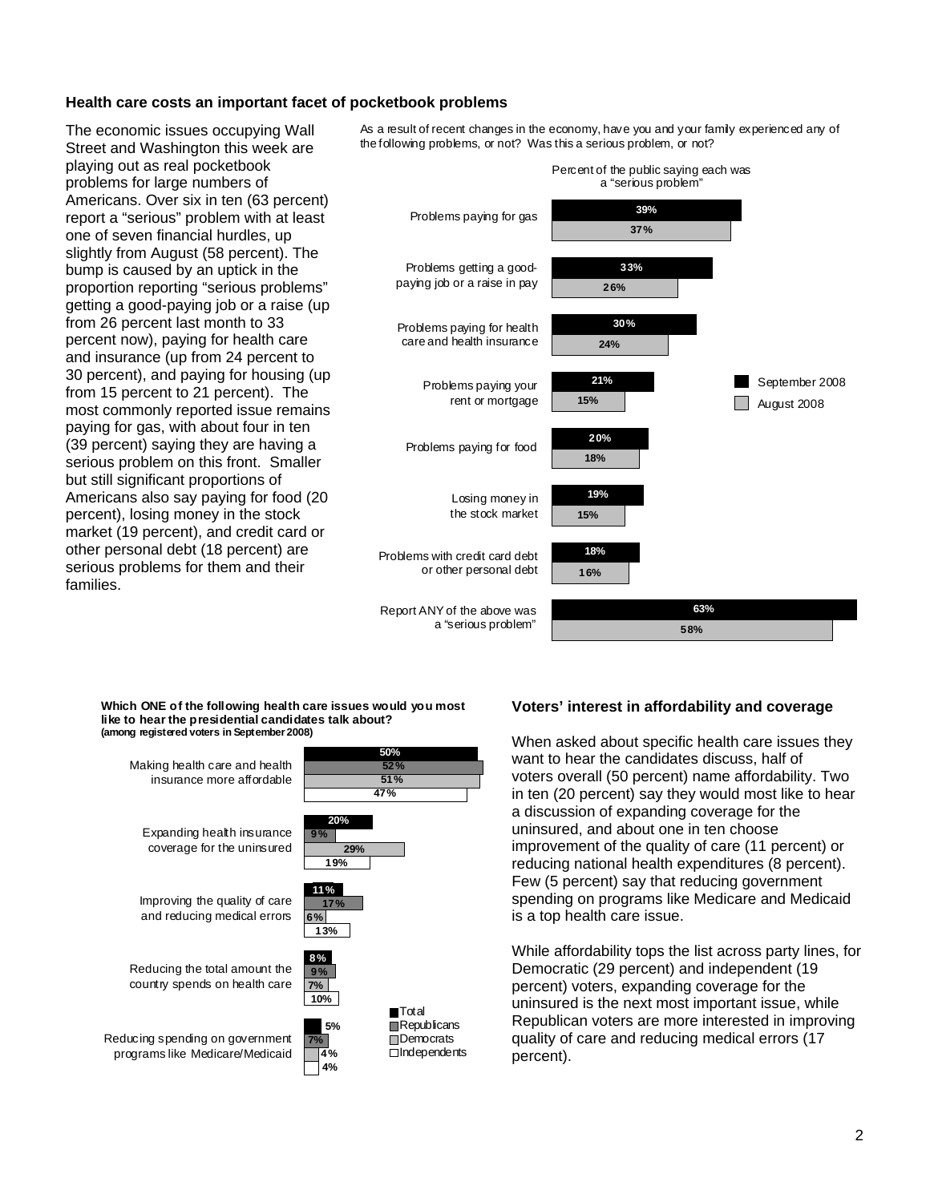**Health care costs an important facet of pocketbook problems**

The economic issues occupying Wall Street and Washington this week are playing out as real pocketbook problems for large numbers of Americans. Over six in ten (63 percent) report a "serious" problem with at least one of seven financial hurdles, up slightly from August (58 percent). The bump is caused by an uptick in the proportion reporting "serious problems" getting a good-paying job or a raise (up from 26 percent last month to 33 percent now), paying for health care and insurance (up from 24 percent to 30 percent), and paying for housing (up from 15 percent to 21 percent). The most commonly reported issue remains paying for gas, with about four in ten (39 percent) saying they are having a serious problem on this front. Smaller but still significant proportions of Americans also say paying for food (20 percent), losing money in the stock market (19 percent), and credit card or other personal debt (18 percent) are serious problems for them and their families.

As a result of recent changes in the economy, have you and your family experienced any of the following problems, or not? Was this a serious problem, or not?

Percent of the public saying each was a "serious problem"

Problems paying for gas 39% 37%

Problems getting a good-paying job or a raise in pay 33% 26%

Problems paying for health care and health insurance 30% 24%

Problems paying your rent or mortgage 21% 15%

Problems paying for food 20% 18%

Losing money in the stock market 19% 15%

Problems with credit card debt or other personal debt 18% 16%

Report ANY of the above was a "serious problem" 63% 58%

September 2008

August 2008

**Which ONE of the following health care issues would you most like to hear the presidential candidates talk about?**
**(among registered voters in September 2008)**

Making health care and health insurance more affordable 50% 52% 51% 47%

Expanding health insurance coverage for the uninsured 20% 9% 29% 19%

Improving the quality of care and reducing medical errors 11% 17% 6% 13%

Reducing the total amount the country spends on health care 8% 9% 7% 10%

Reducing spending on government programs like Medicare/Medicaid 5% 7% 4% 4%

Total

Republicans

Democrats

Independents

**Voters' interest in affordability and coverage**

When asked about specific health care issues they want to hear the candidates discuss, half of voters overall (50 percent) name affordability. Two in ten (20 percent) say they would most like to hear a discussion of expanding coverage for the uninsured, and about one in ten choose improvement of the quality of care (11 percent) or reducing national health expenditures (8 percent). Few (5 percent) say that reducing government spending on programs like Medicare and Medicaid is a top health care issue.

While affordability tops the list across party lines, for Democratic (29 percent) and independent (19 percent) voters, expanding coverage for the uninsured is the next most important issue, while Republican voters are more interested in improving quality of care and reducing medical errors (17 percent).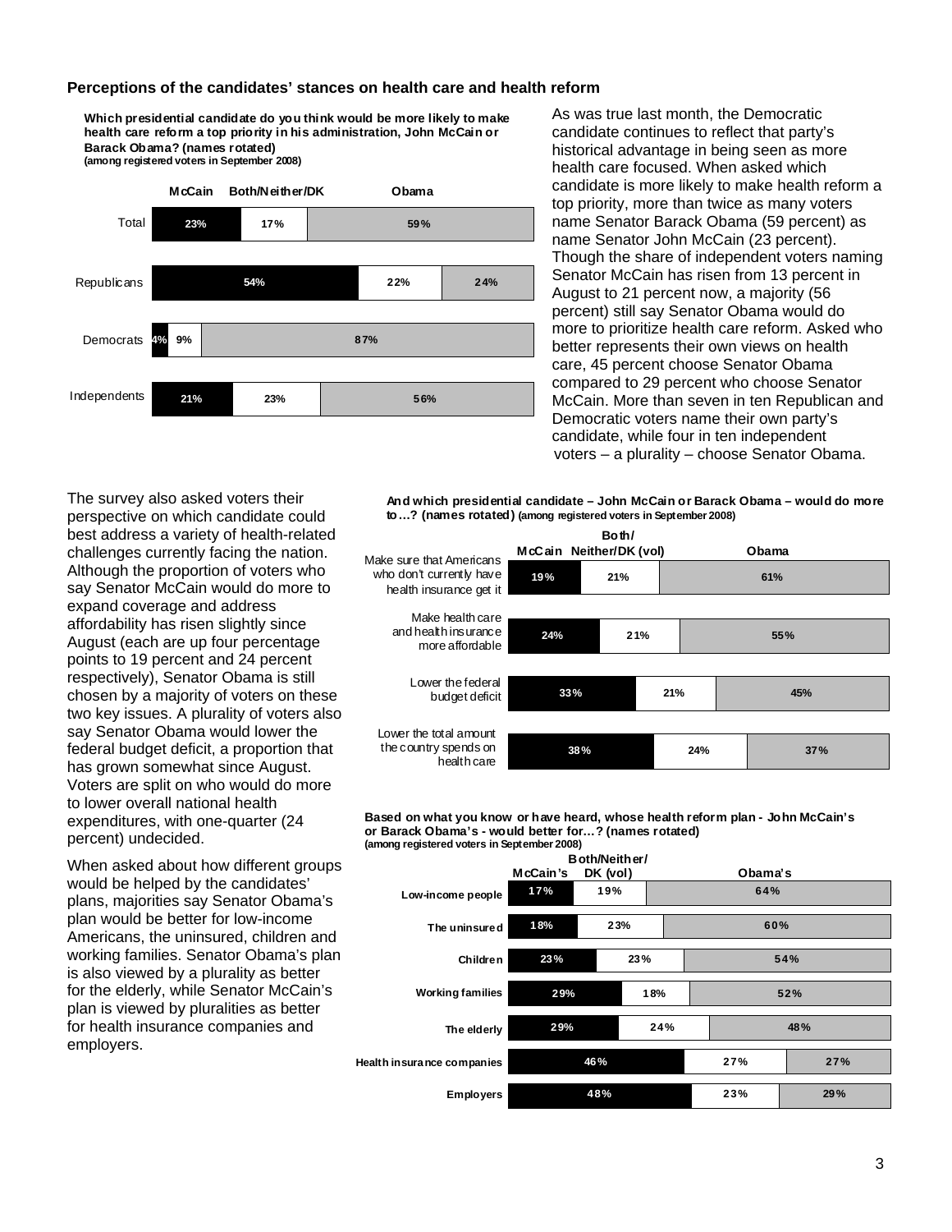### Perceptions of the candidates' stances on health care and health reform

**Which presidential candidate do you think would be more likely to make health care reform a top priority in his administration, John McCain or Barack Obama? (names rotated)**
**(among registered voters in September 2008)**

McCain Both/Neither/DK Obama

Total 23% 17% 59%

Republicans 54% 22% 24%

Democrats 4% 9% 87%

Independents 21% 23% 56%

As was true last month, the Democratic candidate continues to reflect that party's historical advantage in being seen as more health care focused. When asked which candidate is more likely to make health reform a top priority, more than twice as many voters name Senator Barack Obama (59 percent) as name Senator John McCain (23 percent). Though the share of independent voters naming Senator McCain has risen from 13 percent in August to 21 percent now, a majority (56 percent) still say Senator Obama would do more to prioritize health care reform. Asked who better represents their own views on health care, 45 percent choose Senator Obama compared to 29 percent who choose Senator McCain. More than seven in ten Republican and Democratic voters name their own party's candidate, while four in ten independent voters – a plurality – choose Senator Obama.

The survey also asked voters their perspective on which candidate could best address a variety of health-related challenges currently facing the nation. Although the proportion of voters who say Senator McCain would do more to expand coverage and address affordability has risen slightly since August (each are up four percentage points to 19 percent and 24 percent respectively), Senator Obama is still chosen by a majority of voters on these two key issues. A plurality of voters also say Senator Obama would lower the federal budget deficit, a proportion that has grown somewhat since August. Voters are split on who would do more to lower overall national health expenditures, with one-quarter (24 percent) undecided.

When asked about how different groups would be helped by the candidates' plans, majorities say Senator Obama's plan would be better for low-income Americans, the uninsured, children and working families. Senator Obama's plan is also viewed by a plurality as better for the elderly, while Senator McCain's plan is viewed by pluralities as better for health insurance companies and employers.

**And which presidential candidate – John McCain or Barack Obama – would do more to…? (names rotated)** **(among registered voters in September 2008)**

McCain Both/ Neither/DK (vol) Obama

Make sure that Americans who don't currently have health insurance get it 19% 21% 61%

Make health care and health insurance more affordable 24% 21% 55%

Lower the federal budget deficit 33% 21% 45%

Lower the total amount the country spends on health care 38% 24% 37%

**Based on what you know or have heard, whose health reform plan - John McCain's or Barack Obama's - would better for…? (names rotated)**
**(among registered voters in September 2008)**

McCain's Both/Neither/ DK (vol) Obama's

Low-income people 17% 19% 64%

The uninsured 18% 23% 60%

Children 23% 23% 54%

Working families 29% 18% 52%

The elderly 29% 24% 48%

Health insurance companies 46% 27% 27%

Employers 48% 23% 29%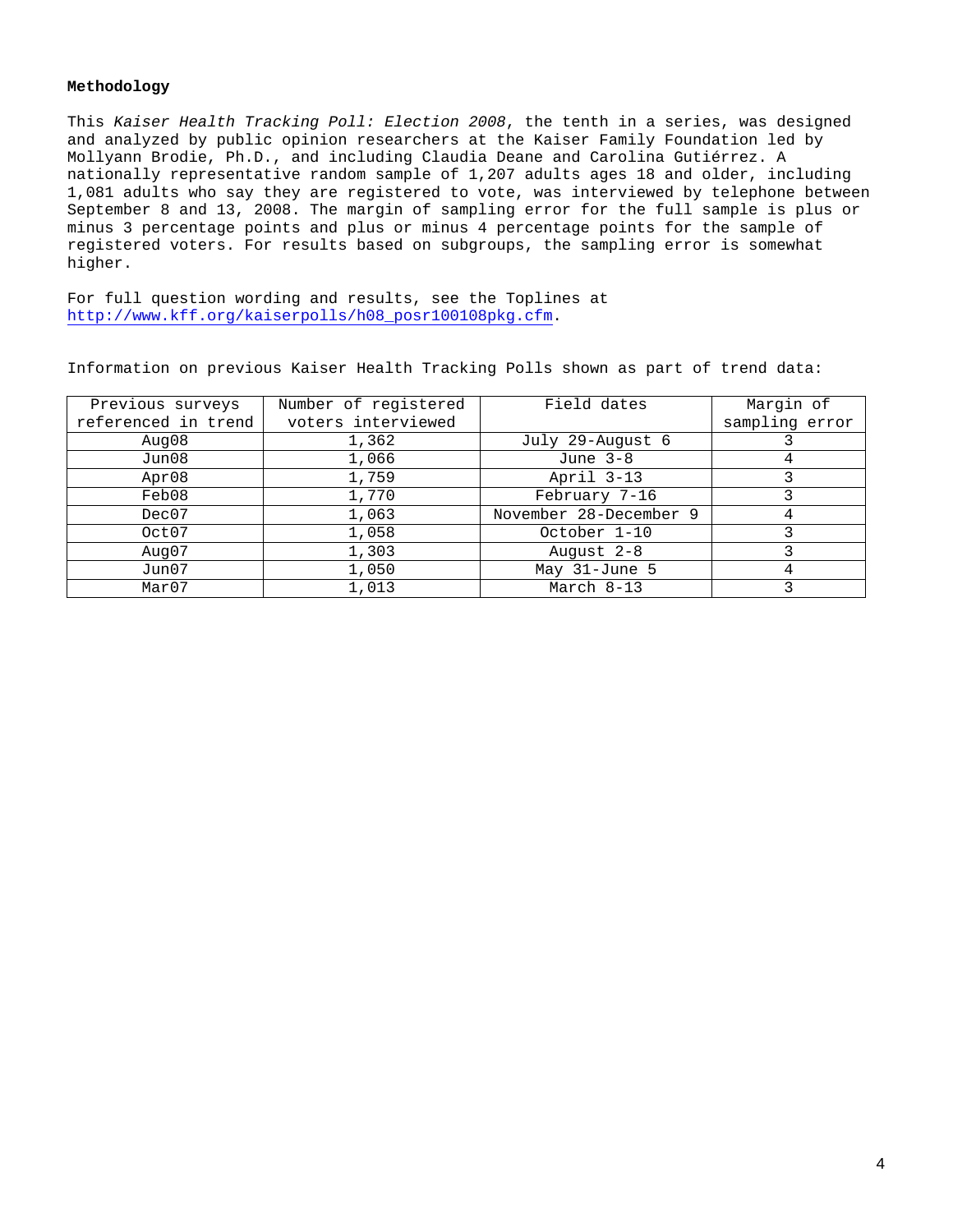**Methodology**

This *Kaiser Health Tracking Poll: Election 2008*, the tenth in a series, was designed and analyzed by public opinion researchers at the Kaiser Family Foundation led by Mollyann Brodie, Ph.D., and including Claudia Deane and Carolina Gutiérrez. A nationally representative random sample of 1,207 adults ages 18 and older, including 1,081 adults who say they are registered to vote, was interviewed by telephone between September 8 and 13, 2008. The margin of sampling error for the full sample is plus or minus 3 percentage points and plus or minus 4 percentage points for the sample of registered voters. For results based on subgroups, the sampling error is somewhat higher.

For full question wording and results, see the Toplines at http://www.kff.org/kaiserpolls/h08_posr100108pkg.cfm.

Information on previous Kaiser Health Tracking Polls shown as part of trend data:

| Previous surveys referenced in trend | Number of registered voters interviewed | Field dates | Margin of sampling error |
|---|---|---|---|
| Aug08 | 1,362 | July 29-August 6 | 3 |
| Jun08 | 1,066 | June 3-8 | 4 |
| Apr08 | 1,759 | April 3-13 | 3 |
| Feb08 | 1,770 | February 7-16 | 3 |
| Dec07 | 1,063 | November 28-December 9 | 4 |
| Oct07 | 1,058 | October 1-10 | 3 |
| Aug07 | 1,303 | August 2-8 | 3 |
| Jun07 | 1,050 | May 31-June 5 | 4 |
| Mar07 | 1,013 | March 8-13 | 3 |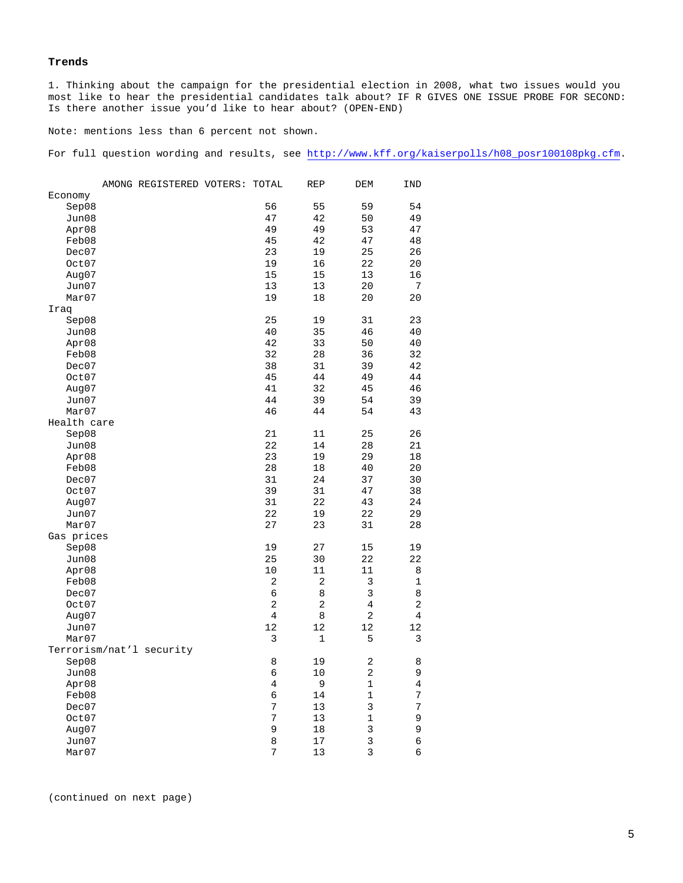**Trends**

1. Thinking about the campaign for the presidential election in 2008, what two issues would you most like to hear the presidential candidates talk about? IF R GIVES ONE ISSUE PROBE FOR SECOND: Is there another issue you'd like to hear about? (OPEN-END)

Note: mentions less than 6 percent not shown.

For full question wording and results, see http://www.kff.org/kaiserpolls/h08_posr100108pkg.cfm.

| AMONG REGISTERED VOTERS: | TOTAL | REP | DEM | IND |
|---|---|---|---|---|
| Economy | | | | |
| Sep08 | 56 | 55 | 59 | 54 |
| Jun08 | 47 | 42 | 50 | 49 |
| Apr08 | 49 | 49 | 53 | 47 |
| Feb08 | 45 | 42 | 47 | 48 |
| Dec07 | 23 | 19 | 25 | 26 |
| Oct07 | 19 | 16 | 22 | 20 |
| Aug07 | 15 | 15 | 13 | 16 |
| Jun07 | 13 | 13 | 20 | 7 |
| Mar07 | 19 | 18 | 20 | 20 |
| Iraq | | | | |
| Sep08 | 25 | 19 | 31 | 23 |
| Jun08 | 40 | 35 | 46 | 40 |
| Apr08 | 42 | 33 | 50 | 40 |
| Feb08 | 32 | 28 | 36 | 32 |
| Dec07 | 38 | 31 | 39 | 42 |
| Oct07 | 45 | 44 | 49 | 44 |
| Aug07 | 41 | 32 | 45 | 46 |
| Jun07 | 44 | 39 | 54 | 39 |
| Mar07 | 46 | 44 | 54 | 43 |
| Health care | | | | |
| Sep08 | 21 | 11 | 25 | 26 |
| Jun08 | 22 | 14 | 28 | 21 |
| Apr08 | 23 | 19 | 29 | 18 |
| Feb08 | 28 | 18 | 40 | 20 |
| Dec07 | 31 | 24 | 37 | 30 |
| Oct07 | 39 | 31 | 47 | 38 |
| Aug07 | 31 | 22 | 43 | 24 |
| Jun07 | 22 | 19 | 22 | 29 |
| Mar07 | 27 | 23 | 31 | 28 |
| Gas prices | | | | |
| Sep08 | 19 | 27 | 15 | 19 |
| Jun08 | 25 | 30 | 22 | 22 |
| Apr08 | 10 | 11 | 11 | 8 |
| Feb08 | 2 | 2 | 3 | 1 |
| Dec07 | 6 | 8 | 3 | 8 |
| Oct07 | 2 | 2 | 4 | 2 |
| Aug07 | 4 | 8 | 2 | 4 |
| Jun07 | 12 | 12 | 12 | 12 |
| Mar07 | 3 | 1 | 5 | 3 |
| Terrorism/nat'l security | | | | |
| Sep08 | 8 | 19 | 2 | 8 |
| Jun08 | 6 | 10 | 2 | 9 |
| Apr08 | 4 | 9 | 1 | 4 |
| Feb08 | 6 | 14 | 1 | 7 |
| Dec07 | 7 | 13 | 3 | 7 |
| Oct07 | 7 | 13 | 1 | 9 |
| Aug07 | 9 | 18 | 3 | 9 |
| Jun07 | 8 | 17 | 3 | 6 |
| Mar07 | 7 | 13 | 3 | 6 |

(continued on next page)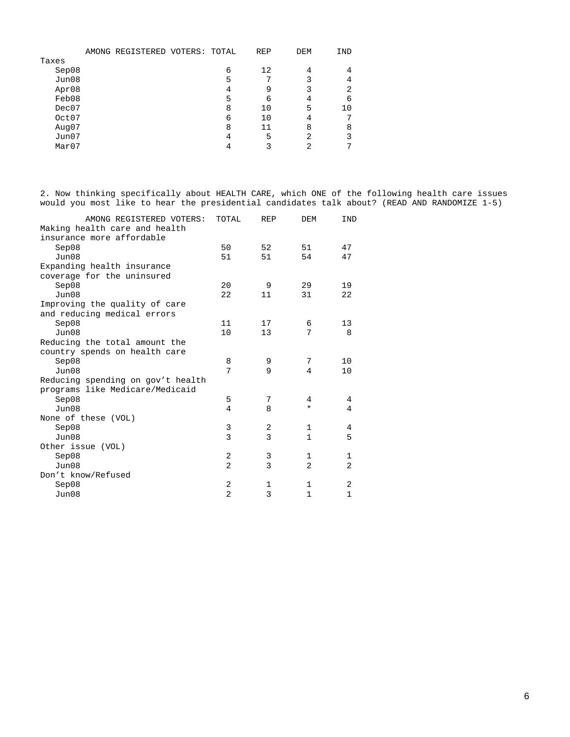| AMONG REGISTERED VOTERS: | TOTAL | REP | DEM | IND |
|---|---|---|---|---|
| Taxes | | | | |
| Sep08 | 6 | 12 | 4 | 4 |
| Jun08 | 5 | 7 | 3 | 4 |
| Apr08 | 4 | 9 | 3 | 2 |
| Feb08 | 5 | 6 | 4 | 6 |
| Dec07 | 8 | 10 | 5 | 10 |
| Oct07 | 6 | 10 | 4 | 7 |
| Aug07 | 8 | 11 | 8 | 8 |
| Jun07 | 4 | 5 | 2 | 3 |
| Mar07 | 4 | 3 | 2 | 7 |

2. Now thinking specifically about HEALTH CARE, which ONE of the following health care issues would you most like to hear the presidential candidates talk about? (READ AND RANDOMIZE 1-5)

| AMONG REGISTERED VOTERS: | TOTAL | REP | DEM | IND |
|---|---|---|---|---|
| Making health care and health insurance more affordable | | | | |
| Sep08 | 50 | 52 | 51 | 47 |
| Jun08 | 51 | 51 | 54 | 47 |
| Expanding health insurance coverage for the uninsured | | | | |
| Sep08 | 20 | 9 | 29 | 19 |
| Jun08 | 22 | 11 | 31 | 22 |
| Improving the quality of care and reducing medical errors | | | | |
| Sep08 | 11 | 17 | 6 | 13 |
| Jun08 | 10 | 13 | 7 | 8 |
| Reducing the total amount the country spends on health care | | | | |
| Sep08 | 8 | 9 | 7 | 10 |
| Jun08 | 7 | 9 | 4 | 10 |
| Reducing spending on gov't health programs like Medicare/Medicaid | | | | |
| Sep08 | 5 | 7 | 4 | 4 |
| Jun08 | 4 | 8 | * | 4 |
| None of these (VOL) | | | | |
| Sep08 | 3 | 2 | 1 | 4 |
| Jun08 | 3 | 3 | 1 | 5 |
| Other issue (VOL) | | | | |
| Sep08 | 2 | 3 | 1 | 1 |
| Jun08 | 2 | 3 | 2 | 2 |
| Don't know/Refused | | | | |
| Sep08 | 2 | 1 | 1 | 2 |
| Jun08 | 2 | 3 | 1 | 1 |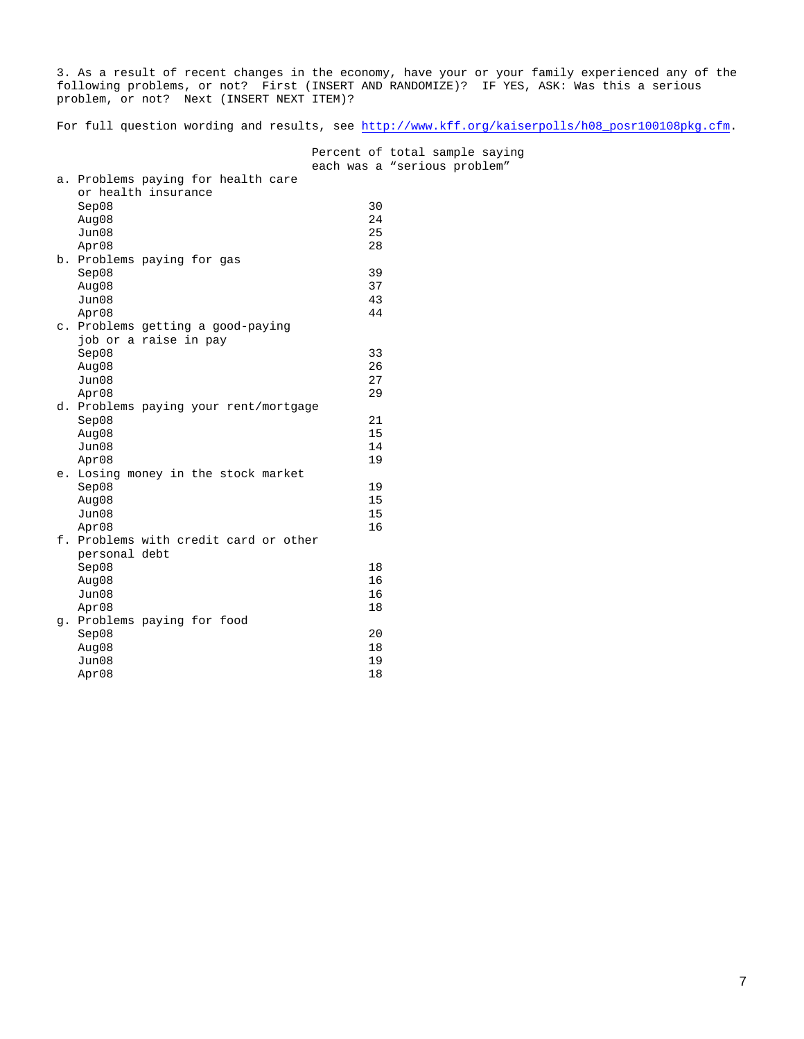3. As a result of recent changes in the economy, have your or your family experienced any of the following problems, or not? First (INSERT AND RANDOMIZE)? IF YES, ASK: Was this a serious problem, or not? Next (INSERT NEXT ITEM)?

For full question wording and results, see http://www.kff.org/kaiserpolls/h08_posr100108pkg.cfm.

| | Percent of total sample saying each was a "serious problem" |
|---|---|
| a. Problems paying for health care or health insurance | |
| Sep08 | 30 |
| Aug08 | 24 |
| Jun08 | 25 |
| Apr08 | 28 |
| b. Problems paying for gas | |
| Sep08 | 39 |
| Aug08 | 37 |
| Jun08 | 43 |
| Apr08 | 44 |
| c. Problems getting a good-paying job or a raise in pay | |
| Sep08 | 33 |
| Aug08 | 26 |
| Jun08 | 27 |
| Apr08 | 29 |
| d. Problems paying your rent/mortgage | |
| Sep08 | 21 |
| Aug08 | 15 |
| Jun08 | 14 |
| Apr08 | 19 |
| e. Losing money in the stock market | |
| Sep08 | 19 |
| Aug08 | 15 |
| Jun08 | 15 |
| Apr08 | 16 |
| f. Problems with credit card or other personal debt | |
| Sep08 | 18 |
| Aug08 | 16 |
| Jun08 | 16 |
| Apr08 | 18 |
| g. Problems paying for food | |
| Sep08 | 20 |
| Aug08 | 18 |
| Jun08 | 19 |
| Apr08 | 18 |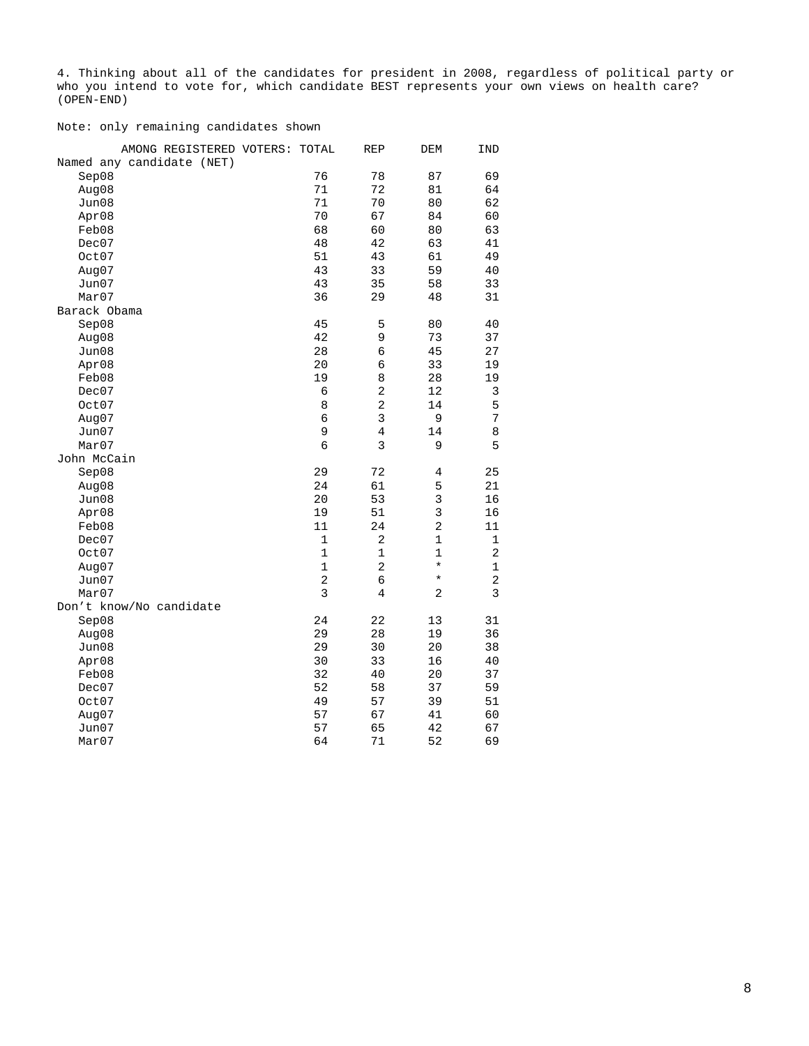4. Thinking about all of the candidates for president in 2008, regardless of political party or who you intend to vote for, which candidate BEST represents your own views on health care? (OPEN-END)

Note: only remaining candidates shown

| AMONG REGISTERED VOTERS: | TOTAL | REP | DEM | IND |
|---|---|---|---|---|
| **Named any candidate (NET)** | | | | |
| Sep08 | 76 | 78 | 87 | 69 |
| Aug08 | 71 | 72 | 81 | 64 |
| Jun08 | 71 | 70 | 80 | 62 |
| Apr08 | 70 | 67 | 84 | 60 |
| Feb08 | 68 | 60 | 80 | 63 |
| Dec07 | 48 | 42 | 63 | 41 |
| Oct07 | 51 | 43 | 61 | 49 |
| Aug07 | 43 | 33 | 59 | 40 |
| Jun07 | 43 | 35 | 58 | 33 |
| Mar07 | 36 | 29 | 48 | 31 |
| **Barack Obama** | | | | |
| Sep08 | 45 | 5 | 80 | 40 |
| Aug08 | 42 | 9 | 73 | 37 |
| Jun08 | 28 | 6 | 45 | 27 |
| Apr08 | 20 | 6 | 33 | 19 |
| Feb08 | 19 | 8 | 28 | 19 |
| Dec07 | 6 | 2 | 12 | 3 |
| Oct07 | 8 | 2 | 14 | 5 |
| Aug07 | 6 | 3 | 9 | 7 |
| Jun07 | 9 | 4 | 14 | 8 |
| Mar07 | 6 | 3 | 9 | 5 |
| **John McCain** | | | | |
| Sep08 | 29 | 72 | 4 | 25 |
| Aug08 | 24 | 61 | 5 | 21 |
| Jun08 | 20 | 53 | 3 | 16 |
| Apr08 | 19 | 51 | 3 | 16 |
| Feb08 | 11 | 24 | 2 | 11 |
| Dec07 | 1 | 2 | 1 | 1 |
| Oct07 | 1 | 1 | 1 | 2 |
| Aug07 | 1 | 2 | * | 1 |
| Jun07 | 2 | 6 | * | 2 |
| Mar07 | 3 | 4 | 2 | 3 |
| **Don't know/No candidate** | | | | |
| Sep08 | 24 | 22 | 13 | 31 |
| Aug08 | 29 | 28 | 19 | 36 |
| Jun08 | 29 | 30 | 20 | 38 |
| Apr08 | 30 | 33 | 16 | 40 |
| Feb08 | 32 | 40 | 20 | 37 |
| Dec07 | 52 | 58 | 37 | 59 |
| Oct07 | 49 | 57 | 39 | 51 |
| Aug07 | 57 | 67 | 41 | 60 |
| Jun07 | 57 | 65 | 42 | 67 |
| Mar07 | 64 | 71 | 52 | 69 |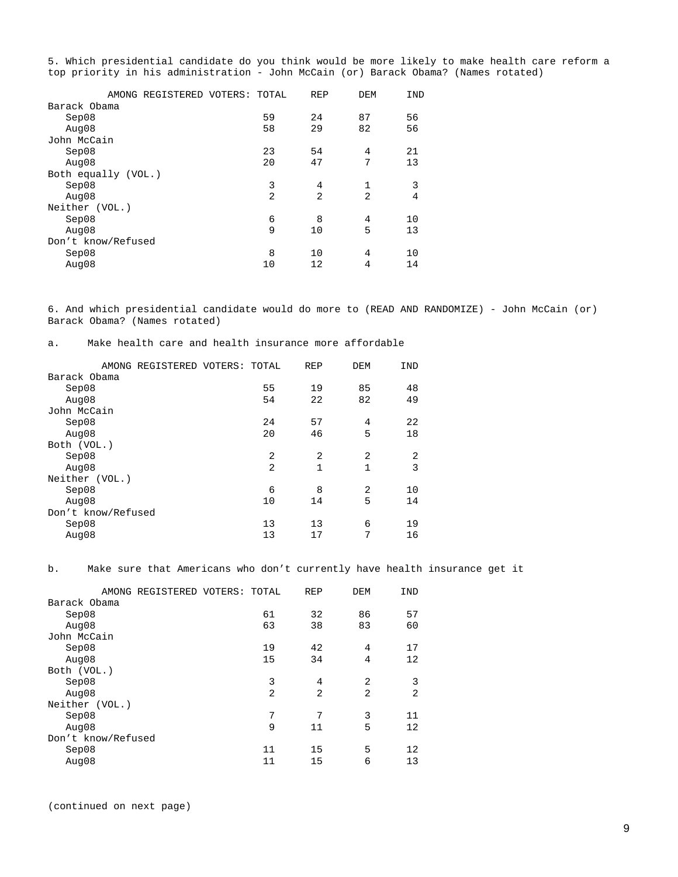5. Which presidential candidate do you think would be more likely to make health care reform a top priority in his administration - John McCain (or) Barack Obama? (Names rotated)

| AMONG REGISTERED VOTERS: | TOTAL | REP | DEM | IND |
|---|---|---|---|---|
| Barack Obama | | | | |
| Sep08 | 59 | 24 | 87 | 56 |
| Aug08 | 58 | 29 | 82 | 56 |
| John McCain | | | | |
| Sep08 | 23 | 54 | 4 | 21 |
| Aug08 | 20 | 47 | 7 | 13 |
| Both equally (VOL.) | | | | |
| Sep08 | 3 | 4 | 1 | 3 |
| Aug08 | 2 | 2 | 2 | 4 |
| Neither (VOL.) | | | | |
| Sep08 | 6 | 8 | 4 | 10 |
| Aug08 | 9 | 10 | 5 | 13 |
| Don't know/Refused | | | | |
| Sep08 | 8 | 10 | 4 | 10 |
| Aug08 | 10 | 12 | 4 | 14 |

6. And which presidential candidate would do more to (READ AND RANDOMIZE) - John McCain (or) Barack Obama? (Names rotated)

a. Make health care and health insurance more affordable

| AMONG REGISTERED VOTERS: | TOTAL | REP | DEM | IND |
|---|---|---|---|---|
| Barack Obama | | | | |
| Sep08 | 55 | 19 | 85 | 48 |
| Aug08 | 54 | 22 | 82 | 49 |
| John McCain | | | | |
| Sep08 | 24 | 57 | 4 | 22 |
| Aug08 | 20 | 46 | 5 | 18 |
| Both (VOL.) | | | | |
| Sep08 | 2 | 2 | 2 | 2 |
| Aug08 | 2 | 1 | 1 | 3 |
| Neither (VOL.) | | | | |
| Sep08 | 6 | 8 | 2 | 10 |
| Aug08 | 10 | 14 | 5 | 14 |
| Don't know/Refused | | | | |
| Sep08 | 13 | 13 | 6 | 19 |
| Aug08 | 13 | 17 | 7 | 16 |

b. Make sure that Americans who don't currently have health insurance get it

| AMONG REGISTERED VOTERS: | TOTAL | REP | DEM | IND |
|---|---|---|---|---|
| Barack Obama | | | | |
| Sep08 | 61 | 32 | 86 | 57 |
| Aug08 | 63 | 38 | 83 | 60 |
| John McCain | | | | |
| Sep08 | 19 | 42 | 4 | 17 |
| Aug08 | 15 | 34 | 4 | 12 |
| Both (VOL.) | | | | |
| Sep08 | 3 | 4 | 2 | 3 |
| Aug08 | 2 | 2 | 2 | 2 |
| Neither (VOL.) | | | | |
| Sep08 | 7 | 7 | 3 | 11 |
| Aug08 | 9 | 11 | 5 | 12 |
| Don't know/Refused | | | | |
| Sep08 | 11 | 15 | 5 | 12 |
| Aug08 | 11 | 15 | 6 | 13 |

(continued on next page)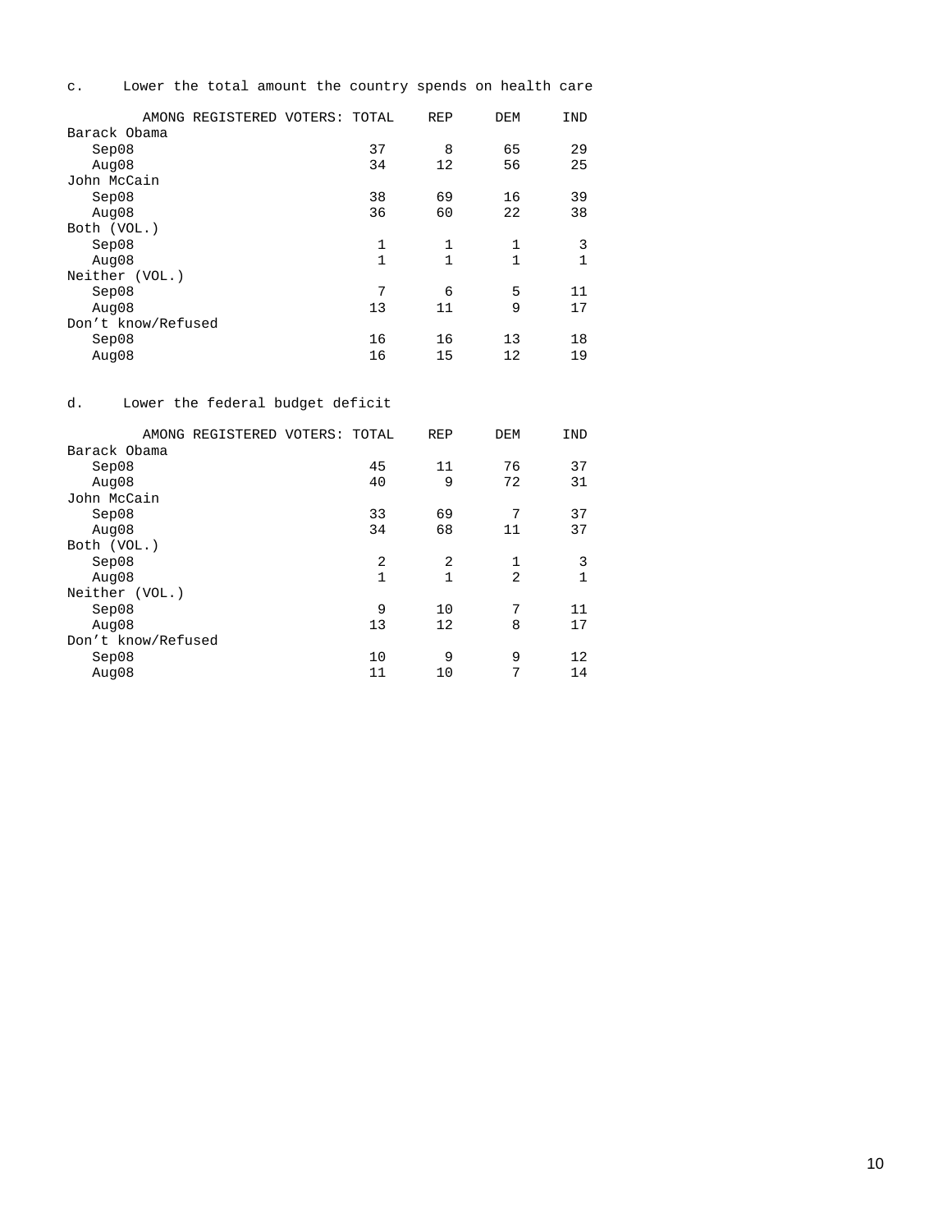c. Lower the total amount the country spends on health care

| AMONG REGISTERED VOTERS: | TOTAL | REP | DEM | IND |
|---|---|---|---|---|
| Barack Obama | | | | |
| Sep08 | 37 | 8 | 65 | 29 |
| Aug08 | 34 | 12 | 56 | 25 |
| John McCain | | | | |
| Sep08 | 38 | 69 | 16 | 39 |
| Aug08 | 36 | 60 | 22 | 38 |
| Both (VOL.) | | | | |
| Sep08 | 1 | 1 | 1 | 3 |
| Aug08 | 1 | 1 | 1 | 1 |
| Neither (VOL.) | | | | |
| Sep08 | 7 | 6 | 5 | 11 |
| Aug08 | 13 | 11 | 9 | 17 |
| Don't know/Refused | | | | |
| Sep08 | 16 | 16 | 13 | 18 |
| Aug08 | 16 | 15 | 12 | 19 |

d. Lower the federal budget deficit

| AMONG REGISTERED VOTERS: | TOTAL | REP | DEM | IND |
|---|---|---|---|---|
| Barack Obama | | | | |
| Sep08 | 45 | 11 | 76 | 37 |
| Aug08 | 40 | 9 | 72 | 31 |
| John McCain | | | | |
| Sep08 | 33 | 69 | 7 | 37 |
| Aug08 | 34 | 68 | 11 | 37 |
| Both (VOL.) | | | | |
| Sep08 | 2 | 2 | 1 | 3 |
| Aug08 | 1 | 1 | 2 | 1 |
| Neither (VOL.) | | | | |
| Sep08 | 9 | 10 | 7 | 11 |
| Aug08 | 13 | 12 | 8 | 17 |
| Don't know/Refused | | | | |
| Sep08 | 10 | 9 | 9 | 12 |
| Aug08 | 11 | 10 | 7 | 14 |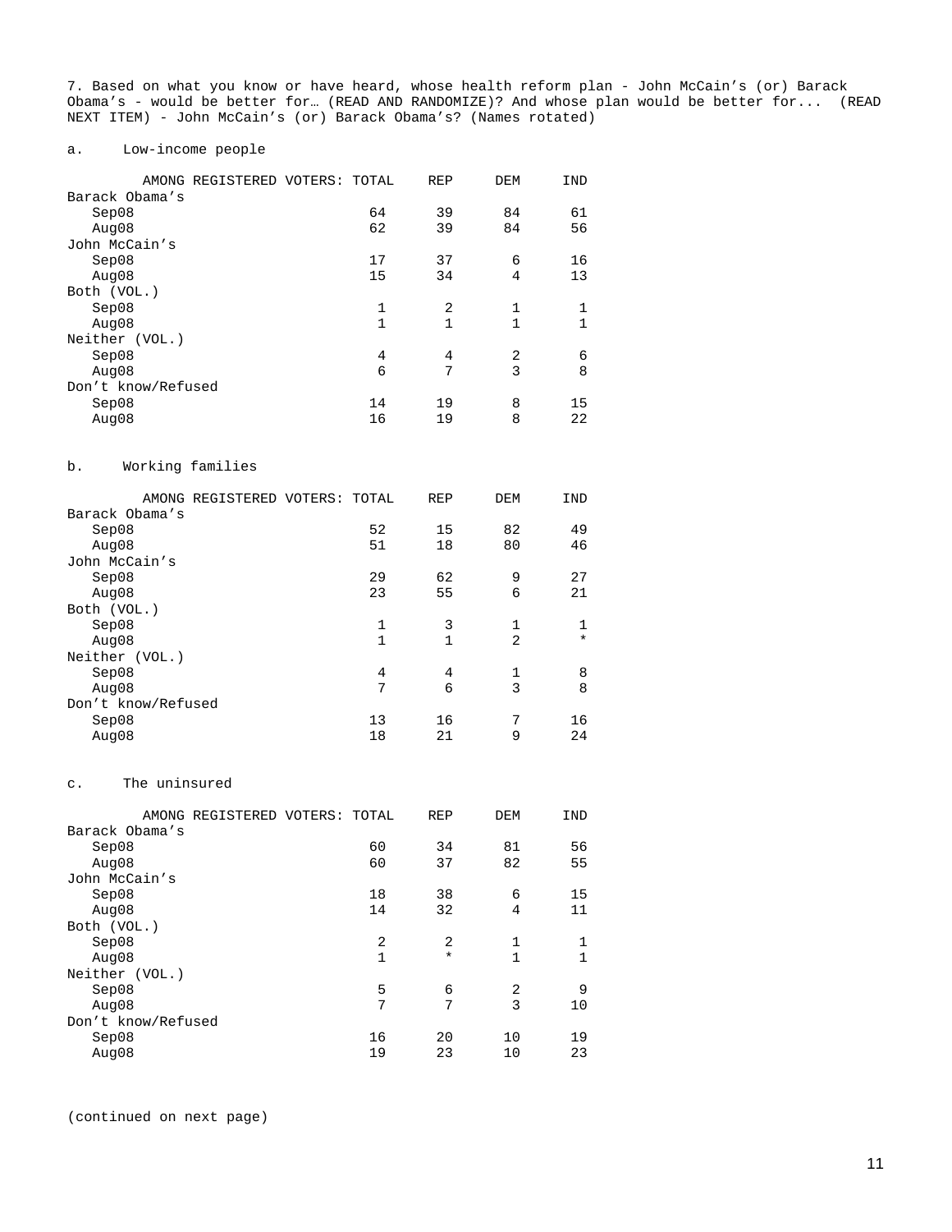7. Based on what you know or have heard, whose health reform plan - John McCain's (or) Barack Obama's - would be better for… (READ AND RANDOMIZE)? And whose plan would be better for... (READ NEXT ITEM) - John McCain's (or) Barack Obama's? (Names rotated)

a. Low-income people

| AMONG REGISTERED VOTERS: | TOTAL | REP | DEM | IND |
|---|---|---|---|---|
| Barack Obama's | | | | |
| Sep08 | 64 | 39 | 84 | 61 |
| Aug08 | 62 | 39 | 84 | 56 |
| John McCain's | | | | |
| Sep08 | 17 | 37 | 6 | 16 |
| Aug08 | 15 | 34 | 4 | 13 |
| Both (VOL.) | | | | |
| Sep08 | 1 | 2 | 1 | 1 |
| Aug08 | 1 | 1 | 1 | 1 |
| Neither (VOL.) | | | | |
| Sep08 | 4 | 4 | 2 | 6 |
| Aug08 | 6 | 7 | 3 | 8 |
| Don't know/Refused | | | | |
| Sep08 | 14 | 19 | 8 | 15 |
| Aug08 | 16 | 19 | 8 | 22 |

b. Working families

| AMONG REGISTERED VOTERS: | TOTAL | REP | DEM | IND |
|---|---|---|---|---|
| Barack Obama's | | | | |
| Sep08 | 52 | 15 | 82 | 49 |
| Aug08 | 51 | 18 | 80 | 46 |
| John McCain's | | | | |
| Sep08 | 29 | 62 | 9 | 27 |
| Aug08 | 23 | 55 | 6 | 21 |
| Both (VOL.) | | | | |
| Sep08 | 1 | 3 | 1 | 1 |
| Aug08 | 1 | 1 | 2 | * |
| Neither (VOL.) | | | | |
| Sep08 | 4 | 4 | 1 | 8 |
| Aug08 | 7 | 6 | 3 | 8 |
| Don't know/Refused | | | | |
| Sep08 | 13 | 16 | 7 | 16 |
| Aug08 | 18 | 21 | 9 | 24 |

c. The uninsured

| AMONG REGISTERED VOTERS: | TOTAL | REP | DEM | IND |
|---|---|---|---|---|
| Barack Obama's | | | | |
| Sep08 | 60 | 34 | 81 | 56 |
| Aug08 | 60 | 37 | 82 | 55 |
| John McCain's | | | | |
| Sep08 | 18 | 38 | 6 | 15 |
| Aug08 | 14 | 32 | 4 | 11 |
| Both (VOL.) | | | | |
| Sep08 | 2 | 2 | 1 | 1 |
| Aug08 | 1 | * | 1 | 1 |
| Neither (VOL.) | | | | |
| Sep08 | 5 | 6 | 2 | 9 |
| Aug08 | 7 | 7 | 3 | 10 |
| Don't know/Refused | | | | |
| Sep08 | 16 | 20 | 10 | 19 |
| Aug08 | 19 | 23 | 10 | 23 |

(continued on next page)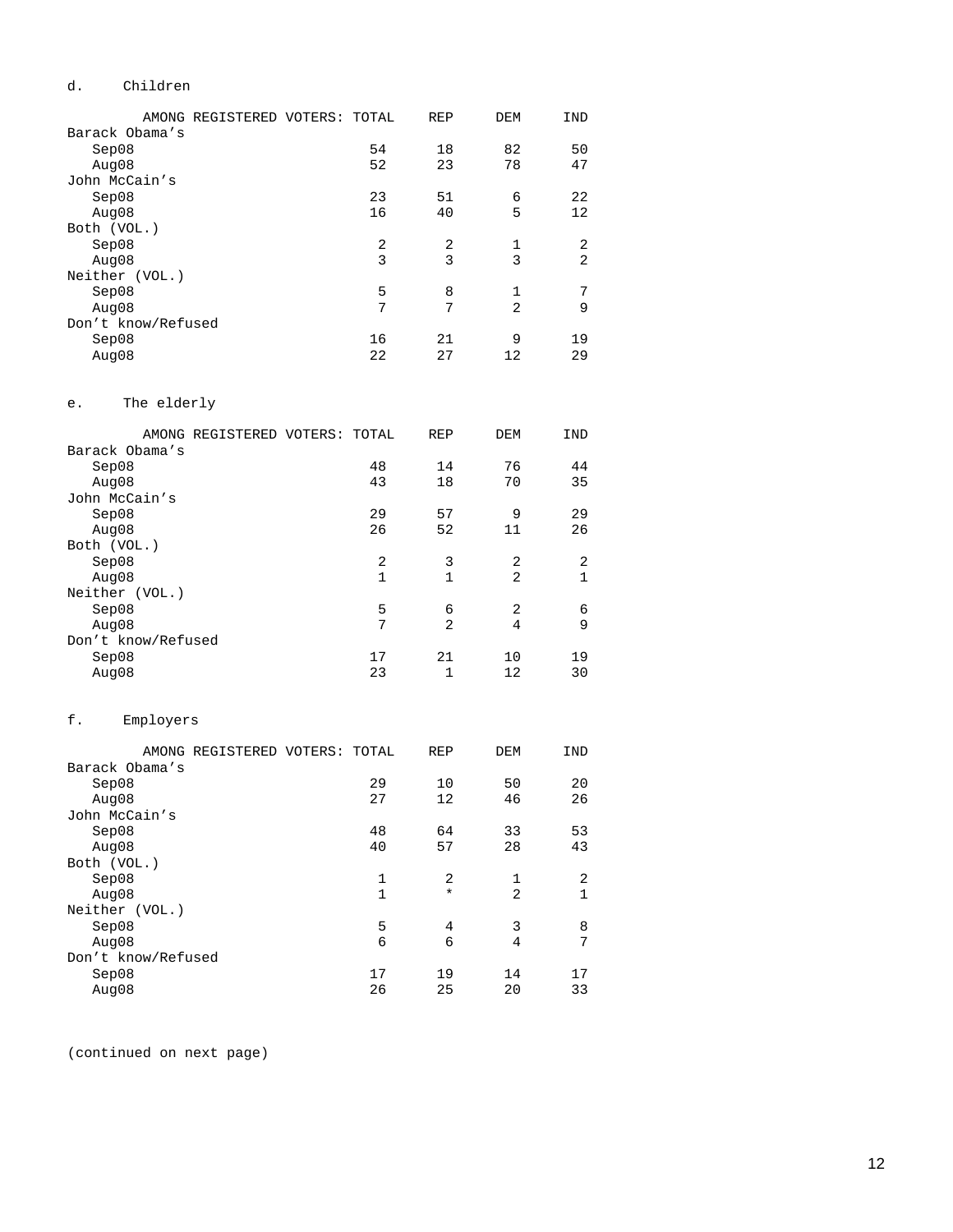d. Children

| AMONG REGISTERED VOTERS: | TOTAL | REP | DEM | IND |
|---|---|---|---|---|
| Barack Obama's | | | | |
| Sep08 | 54 | 18 | 82 | 50 |
| Aug08 | 52 | 23 | 78 | 47 |
| John McCain's | | | | |
| Sep08 | 23 | 51 | 6 | 22 |
| Aug08 | 16 | 40 | 5 | 12 |
| Both (VOL.) | | | | |
| Sep08 | 2 | 2 | 1 | 2 |
| Aug08 | 3 | 3 | 3 | 2 |
| Neither (VOL.) | | | | |
| Sep08 | 5 | 8 | 1 | 7 |
| Aug08 | 7 | 7 | 2 | 9 |
| Don't know/Refused | | | | |
| Sep08 | 16 | 21 | 9 | 19 |
| Aug08 | 22 | 27 | 12 | 29 |

e. The elderly

| AMONG REGISTERED VOTERS: | TOTAL | REP | DEM | IND |
|---|---|---|---|---|
| Barack Obama's | | | | |
| Sep08 | 48 | 14 | 76 | 44 |
| Aug08 | 43 | 18 | 70 | 35 |
| John McCain's | | | | |
| Sep08 | 29 | 57 | 9 | 29 |
| Aug08 | 26 | 52 | 11 | 26 |
| Both (VOL.) | | | | |
| Sep08 | 2 | 3 | 2 | 2 |
| Aug08 | 1 | 1 | 2 | 1 |
| Neither (VOL.) | | | | |
| Sep08 | 5 | 6 | 2 | 6 |
| Aug08 | 7 | 2 | 4 | 9 |
| Don't know/Refused | | | | |
| Sep08 | 17 | 21 | 10 | 19 |
| Aug08 | 23 | 1 | 12 | 30 |

f. Employers

| AMONG REGISTERED VOTERS: | TOTAL | REP | DEM | IND |
|---|---|---|---|---|
| Barack Obama's | | | | |
| Sep08 | 29 | 10 | 50 | 20 |
| Aug08 | 27 | 12 | 46 | 26 |
| John McCain's | | | | |
| Sep08 | 48 | 64 | 33 | 53 |
| Aug08 | 40 | 57 | 28 | 43 |
| Both (VOL.) | | | | |
| Sep08 | 1 | 2 | 1 | 2 |
| Aug08 | 1 | * | 2 | 1 |
| Neither (VOL.) | | | | |
| Sep08 | 5 | 4 | 3 | 8 |
| Aug08 | 6 | 6 | 4 | 7 |
| Don't know/Refused | | | | |
| Sep08 | 17 | 19 | 14 | 17 |
| Aug08 | 26 | 25 | 20 | 33 |

(continued on next page)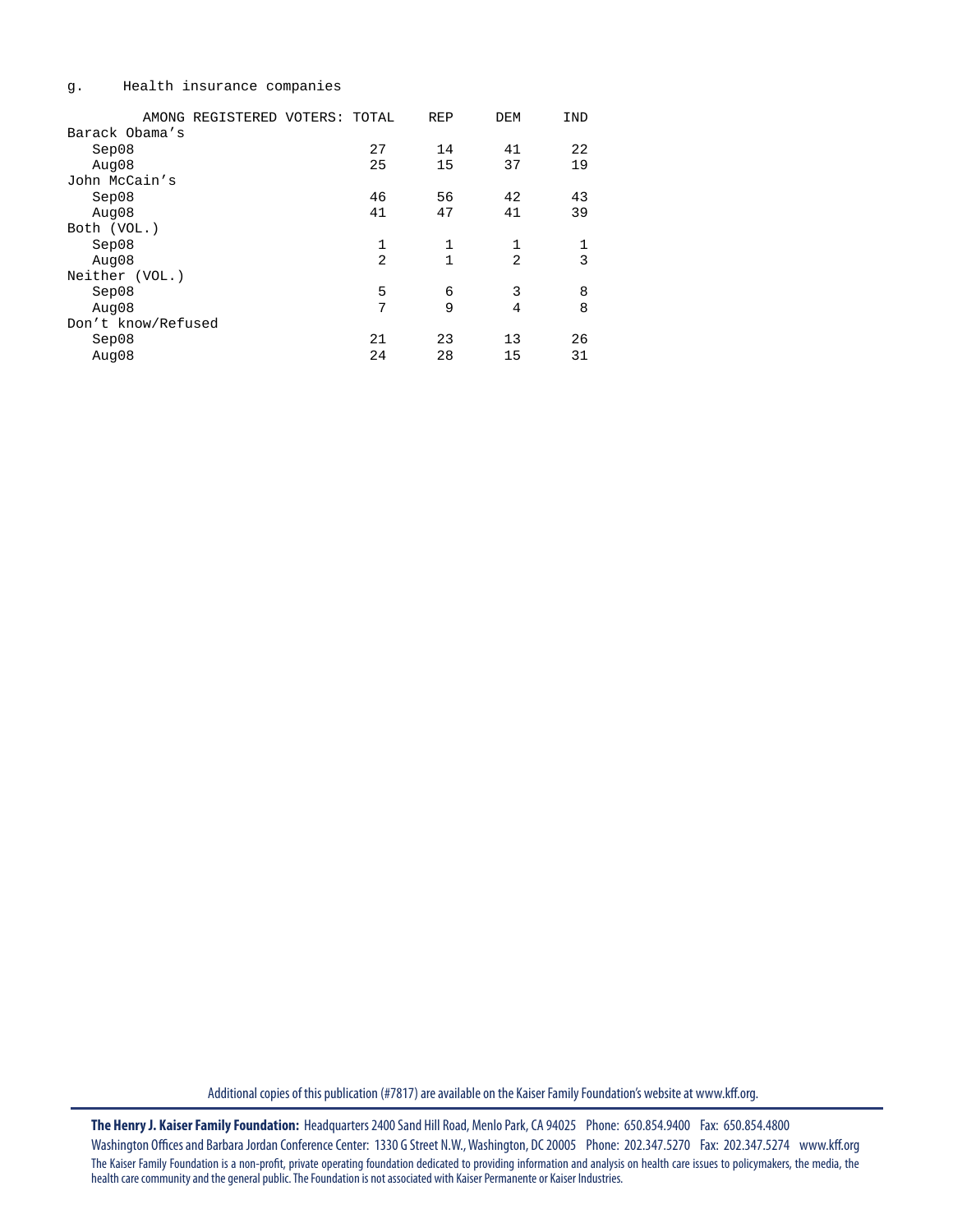g. Health insurance companies

| AMONG REGISTERED VOTERS: | TOTAL | REP | DEM | IND |
|---|---|---|---|---|
| Barack Obama's | | | | |
| Sep08 | 27 | 14 | 41 | 22 |
| Aug08 | 25 | 15 | 37 | 19 |
| John McCain's | | | | |
| Sep08 | 46 | 56 | 42 | 43 |
| Aug08 | 41 | 47 | 41 | 39 |
| Both (VOL.) | | | | |
| Sep08 | 1 | 1 | 1 | 1 |
| Aug08 | 2 | 1 | 2 | 3 |
| Neither (VOL.) | | | | |
| Sep08 | 5 | 6 | 3 | 8 |
| Aug08 | 7 | 9 | 4 | 8 |
| Don't know/Refused | | | | |
| Sep08 | 21 | 23 | 13 | 26 |
| Aug08 | 24 | 28 | 15 | 31 |

Additional copies of this publication (#7817) are available on the Kaiser Family Foundation's website at www.kff.org.

**The Henry J. Kaiser Family Foundation:** Headquarters 2400 Sand Hill Road, Menlo Park, CA 94025 Phone: 650.854.9400 Fax: 650.854.4800

Washington Offices and Barbara Jordan Conference Center: 1330 G Street N.W., Washington, DC 20005 Phone: 202.347.5270 Fax: 202.347.5274 www.kff.org

The Kaiser Family Foundation is a non-profit, private operating foundation dedicated to providing information and analysis on health care issues to policymakers, the media, the health care community and the general public. The Foundation is not associated with Kaiser Permanente or Kaiser Industries.